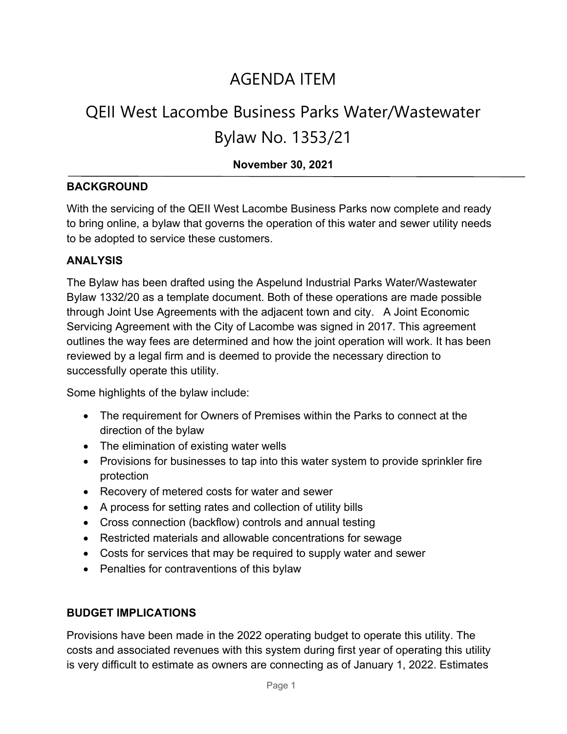# AGENDA ITEM

# QEII West Lacombe Business Parks Water/Wastewater Bylaw No. 1353/21

**November 30, 2021**

## BACKGROUND

With the servicing of the QEII West Lacombe Business Parks now complete and ready to bring online, a bylaw that governs the operation of this water and sewer utility needs to be adopted to service these customers.

## ANALYSIS

The Bylaw has been drafted using the Aspelund Industrial Parks Water/Wastewater Bylaw 1332/20 as a template document. Both of these operations are made possible through Joint Use Agreements with the adjacent town and city. A Joint Economic Servicing Agreement with the City of Lacombe was signed in 2017. This agreement outlines the way fees are determined and how the joint operation will work. It has been reviewed by a legal firm and is deemed to provide the necessary direction to successfully operate this utility.

Some highlights of the bylaw include:

- The requirement for Owners of Premises within the Parks to connect at the direction of the bylaw
- The elimination of existing water wells
- Provisions for businesses to tap into this water system to provide sprinkler fire protection
- Recovery of metered costs for water and sewer
- A process for setting rates and collection of utility bills
- Cross connection (backflow) controls and annual testing
- Restricted materials and allowable concentrations for sewage
- Costs for services that may be required to supply water and sewer
- Penalties for contraventions of this bylaw

## BUDGET IMPLICATIONS

Provisions have been made in the 2022 operating budget to operate this utility. The costs and associated revenues with this system during first year of operating this utility is very difficult to estimate as owners are connecting as of January 1, 2022. Estimates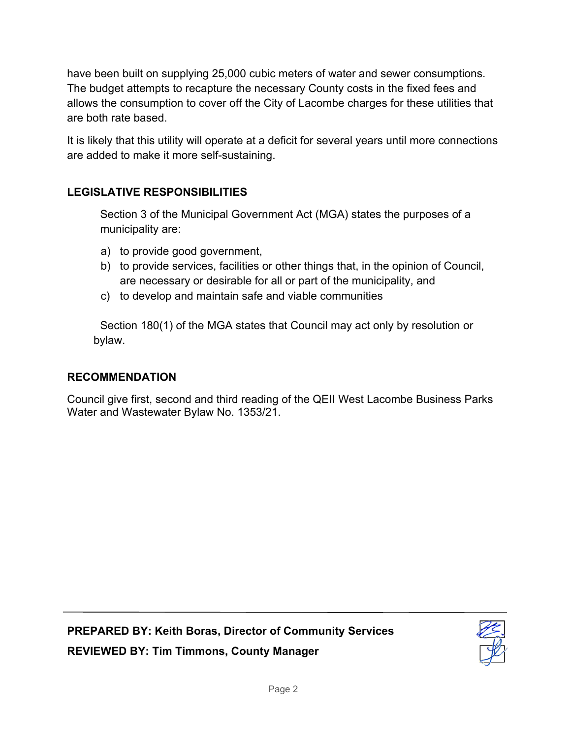have been built on supplying 25,000 cubic meters of water and sewer consumptions. The budget attempts to recapture the necessary County costs in the fixed fees and allows the consumption to cover off the City of Lacombe charges for these utilities that are both rate based.

It is likely that this utility will operate at a deficit for several years until more connections are added to make it more self-sustaining.

## LEGISLATIVE RESPONSIBILITIES

Section 3 of the Municipal Government Act (MGA) states the purposes of a municipality are:

a) to provide good government,
b) to provide services, facilities or other things that, in the opinion of Council, are necessary or desirable for all or part of the municipality, and
c) to develop and maintain safe and viable communities

Section 180(1) of the MGA states that Council may act only by resolution or bylaw.

## RECOMMENDATION

Council give first, second and third reading of the QEII West Lacombe Business Parks Water and Wastewater Bylaw No. 1353/21.

---

**PREPARED BY: Keith Boras, Director of Community Services**

**REVIEWED BY: Tim Timmons, County Manager**